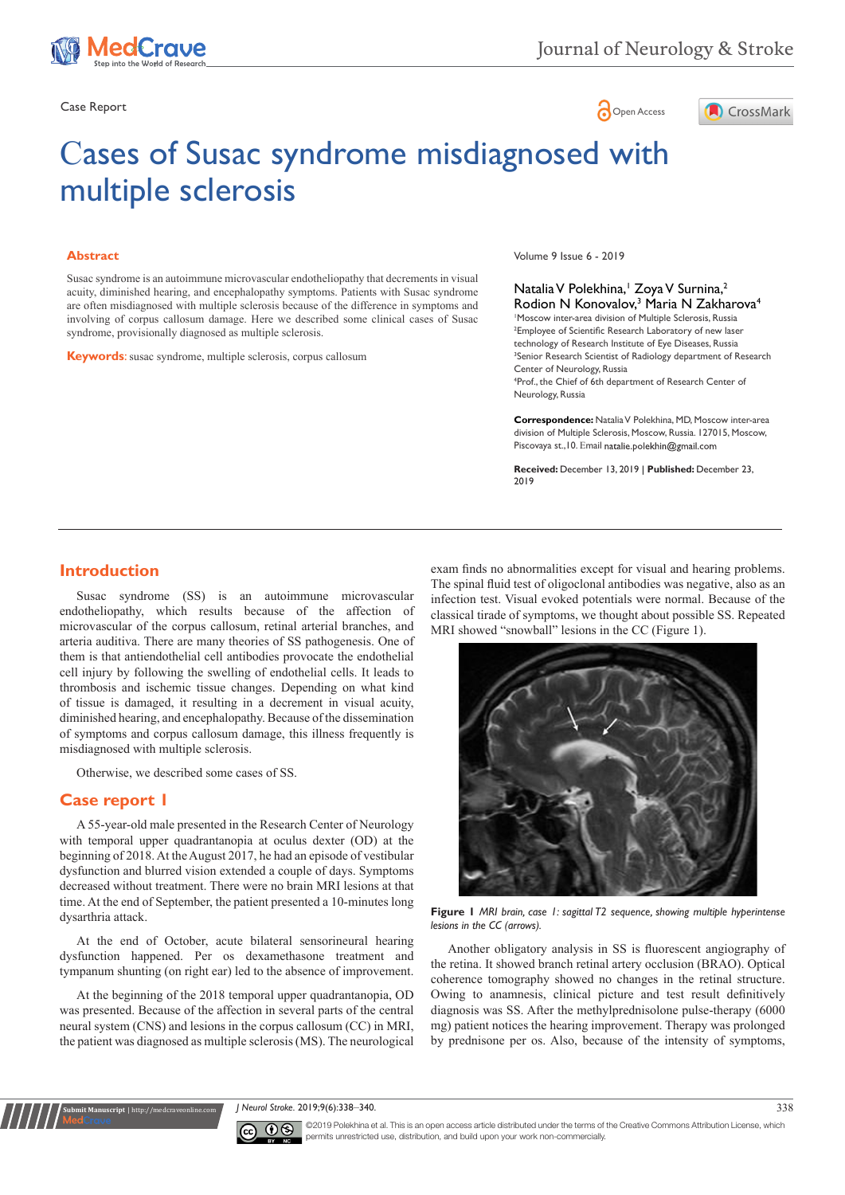Case Report

# Cases of Susac syndrome misdiagnosed with multiple sclerosis

## Abstract

Susac syndrome is an autoimmune microvascular endotheliopathy that decrements in visual acuity, diminished hearing, and encephalopathy symptoms. Patients with Susac syndrome are often misdiagnosed with multiple sclerosis because of the difference in symptoms and involving of corpus callosum damage. Here we described some clinical cases of Susac syndrome, provisionally diagnosed as multiple sclerosis.

**Keywords**: susac syndrome, multiple sclerosis, corpus callosum

Volume 9 Issue 6 - 2019

Natalia V Polekhina,[1] Zoya V Surnina,[2] Rodion N Konovalov,[3] Maria N Zakharova[4]

[1]Moscow inter-area division of Multiple Sclerosis, Russia
[2]Employee of Scientific Research Laboratory of new laser technology of Research Institute of Eye Diseases, Russia
[3]Senior Research Scientist of Radiology department of Research Center of Neurology, Russia
[4]Prof., the Chief of 6th department of Research Center of Neurology, Russia

**Correspondence:** Natalia V Polekhina, MD, Moscow inter-area division of Multiple Sclerosis, Moscow, Russia. 127015, Moscow, Piscovaya st.,10. Email natalie.polekhin@gmail.com

**Received:** December 13, 2019 | **Published:** December 23, 2019

## Introduction

Susac syndrome (SS) is an autoimmune microvascular endotheliopathy, which results because of the affection of microvascular of the corpus callosum, retinal arterial branches, and arteria auditiva. There are many theories of SS pathogenesis. One of them is that antiendothelial cell antibodies provocate the endothelial cell injury by following the swelling of endothelial cells. It leads to thrombosis and ischemic tissue changes. Depending on what kind of tissue is damaged, it resulting in a decrement in visual acuity, diminished hearing, and encephalopathy. Because of the dissemination of symptoms and corpus callosum damage, this illness frequently is misdiagnosed with multiple sclerosis.

Otherwise, we described some cases of SS.

## Case report 1

A 55-year-old male presented in the Research Center of Neurology with temporal upper quadrantanopia at oculus dexter (OD) at the beginning of 2018. At the August 2017, he had an episode of vestibular dysfunction and blurred vision extended a couple of days. Symptoms decreased without treatment. There were no brain MRI lesions at that time. At the end of September, the patient presented a 10-minutes long dysarthria attack.

At the end of October, acute bilateral sensorineural hearing dysfunction happened. Per os dexamethasone treatment and tympanum shunting (on right ear) led to the absence of improvement.

At the beginning of the 2018 temporal upper quadrantanopia, OD was presented. Because of the affection in several parts of the central neural system (CNS) and lesions in the corpus callosum (CC) in MRI, the patient was diagnosed as multiple sclerosis (MS). The neurological exam finds no abnormalities except for visual and hearing problems. The spinal fluid test of oligoclonal antibodies was negative, also as an infection test. Visual evoked potentials were normal. Because of the classical tirade of symptoms, we thought about possible SS. Repeated MRI showed "snowball" lesions in the CC (Figure 1).

**Figure 1** *MRI brain, case 1: sagittal T2 sequence, showing multiple hyperintense lesions in the CC (arrows).*

Another obligatory analysis in SS is fluorescent angiography of the retina. It showed branch retinal artery occlusion (BRAO). Optical coherence tomography showed no changes in the retinal structure. Owing to anamnesis, clinical picture and test result definitively diagnosis was SS. After the methylprednisolone pulse-therapy (6000 mg) patient notices the hearing improvement. Therapy was prolonged by prednisone per os. Also, because of the intensity of symptoms,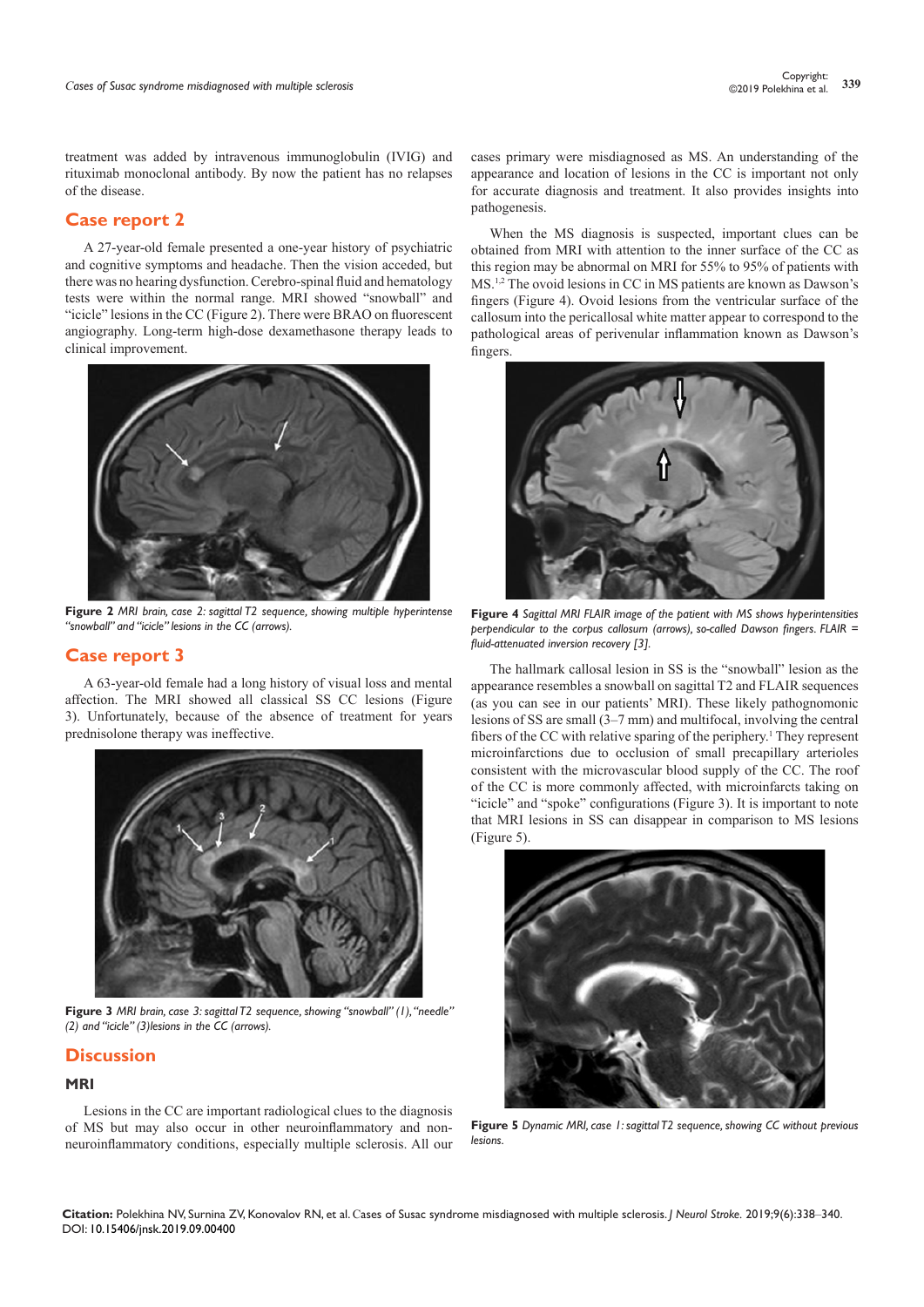treatment was added by intravenous immunoglobulin (IVIG) and rituximab monoclonal antibody. By now the patient has no relapses of the disease.

## Case report 2

A 27-year-old female presented a one-year history of psychiatric and cognitive symptoms and headache. Then the vision acceded, but there was no hearing dysfunction. Cerebro-spinal fluid and hematology tests were within the normal range. MRI showed "snowball" and "icicle" lesions in the CC (Figure 2). There were BRAO on fluorescent angiography. Long-term high-dose dexamethasone therapy leads to clinical improvement.

**Figure 2** *MRI brain, case 2: sagittal T2 sequence, showing multiple hyperintense "snowball" and "icicle" lesions in the CC (arrows).*

## Case report 3

A 63-year-old female had a long history of visual loss and mental affection. The MRI showed all classical SS CC lesions (Figure 3). Unfortunately, because of the absence of treatment for years prednisolone therapy was ineffective.

**Figure 3** *MRI brain, case 3: sagittal T2 sequence, showing "snowball" (1), "needle" (2) and "icicle" (3)lesions in the CC (arrows).*

## Discussion

### MRI

Lesions in the CC are important radiological clues to the diagnosis of MS but may also occur in other neuroinflammatory and non-neuroinflammatory conditions, especially multiple sclerosis. All our cases primary were misdiagnosed as MS. An understanding of the appearance and location of lesions in the CC is important not only for accurate diagnosis and treatment. It also provides insights into pathogenesis.

When the MS diagnosis is suspected, important clues can be obtained from MRI with attention to the inner surface of the CC as this region may be abnormal on MRI for 55% to 95% of patients with MS.[1,2] The ovoid lesions in CC in MS patients are known as Dawson's fingers (Figure 4). Ovoid lesions from the ventricular surface of the callosum into the pericallosal white matter appear to correspond to the pathological areas of perivenular inflammation known as Dawson's fingers.

**Figure 4** *Sagittal MRI FLAIR image of the patient with MS shows hyperintensities perpendicular to the corpus callosum (arrows), so-called Dawson fingers. FLAIR = fluid-attenuated inversion recovery [3].*

The hallmark callosal lesion in SS is the "snowball" lesion as the appearance resembles a snowball on sagittal T2 and FLAIR sequences (as you can see in our patients' MRI). These likely pathognomonic lesions of SS are small (3–7 mm) and multifocal, involving the central fibers of the CC with relative sparing of the periphery.[1] They represent microinfarctions due to occlusion of small precapillary arterioles consistent with the microvascular blood supply of the CC. The roof of the CC is more commonly affected, with microinfarcts taking on "icicle" and "spoke" configurations (Figure 3). It is important to note that MRI lesions in SS can disappear in comparison to MS lesions (Figure 5).

**Figure 5** *Dynamic MRI, case 1: sagittal T2 sequence, showing CC without previous lesions.*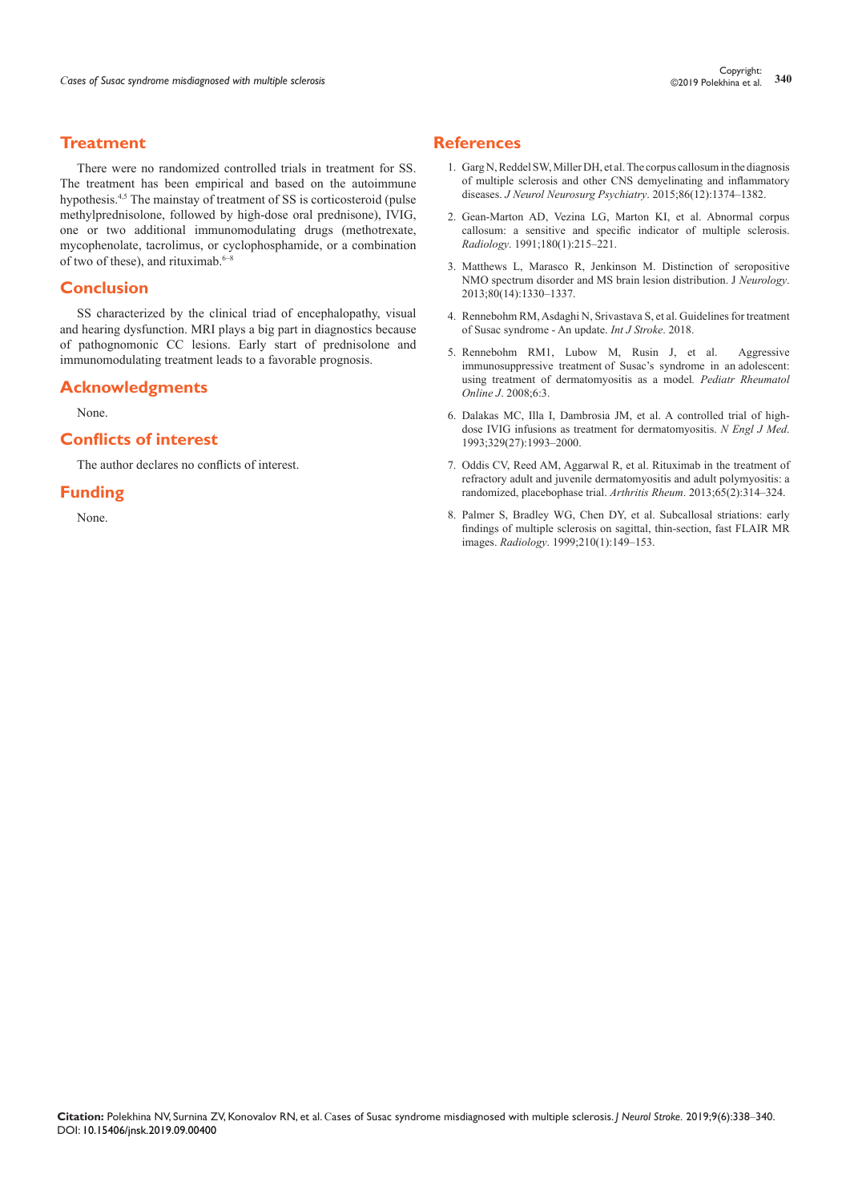## Treatment

There were no randomized controlled trials in treatment for SS. The treatment has been empirical and based on the autoimmune hypothesis.[4,5] The mainstay of treatment of SS is corticosteroid (pulse methylprednisolone, followed by high-dose oral prednisone), IVIG, one or two additional immunomodulating drugs (methotrexate, mycophenolate, tacrolimus, or cyclophosphamide, or a combination of two of these), and rituximab.[6–8]

## Conclusion

SS characterized by the clinical triad of encephalopathy, visual and hearing dysfunction. MRI plays a big part in diagnostics because of pathognomonic CC lesions. Early start of prednisolone and immunomodulating treatment leads to a favorable prognosis.

## Acknowledgments

None.

## Conflicts of interest

The author declares no conflicts of interest.

## Funding

None.

## References

1. Garg N, Reddel SW, Miller DH, et al. The corpus callosum in the diagnosis of multiple sclerosis and other CNS demyelinating and inflammatory diseases. *J Neurol Neurosurg Psychiatry*. 2015;86(12):1374–1382.
2. Gean-Marton AD, Vezina LG, Marton KI, et al. Abnormal corpus callosum: a sensitive and specific indicator of multiple sclerosis. *Radiology*. 1991;180(1):215–221.
3. Matthews L, Marasco R, Jenkinson M. Distinction of seropositive NMO spectrum disorder and MS brain lesion distribution. J *Neurology*. 2013;80(14):1330–1337.
4. Rennebohm RM, Asdaghi N, Srivastava S, et al. Guidelines for treatment of Susac syndrome - An update. *Int J Stroke*. 2018.
5. Rennebohm RM1, Lubow M, Rusin J, et al. Aggressive immunosuppressive treatment of Susac's syndrome in an adolescent: using treatment of dermatomyositis as a model. *Pediatr Rheumatol Online J*. 2008;6:3.
6. Dalakas MC, Illa I, Dambrosia JM, et al. A controlled trial of high-dose IVIG infusions as treatment for dermatomyositis. *N Engl J Med*. 1993;329(27):1993–2000.
7. Oddis CV, Reed AM, Aggarwal R, et al. Rituximab in the treatment of refractory adult and juvenile dermatomyositis and adult polymyositis: a randomized, placebophase trial. *Arthritis Rheum*. 2013;65(2):314–324.
8. Palmer S, Bradley WG, Chen DY, et al. Subcallosal striations: early findings of multiple sclerosis on sagittal, thin-section, fast FLAIR MR images. *Radiology*. 1999;210(1):149–153.